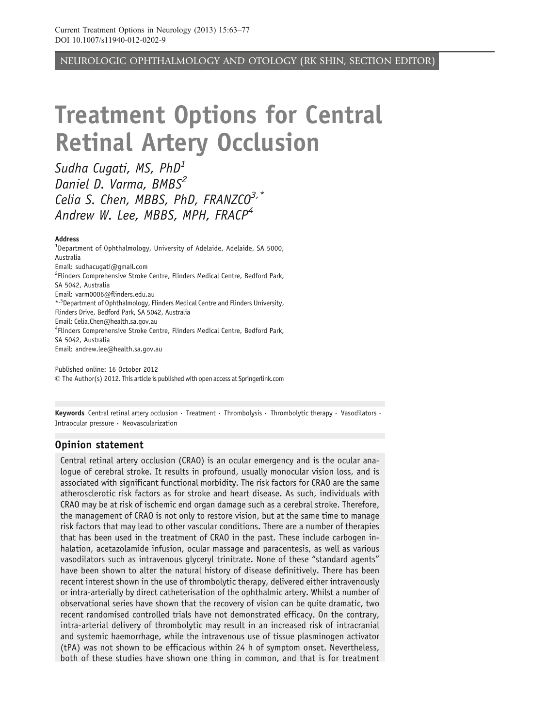NEUROLOGIC OPHTHALMOLOGY AND OTOLOGY (RK SHIN, SECTION EDITOR)

# Treatment Options for Central Retinal Artery Occlusion

*Sudha Cugati, MS, PhD*[1]
*Daniel D. Varma, BMBS*[2]
*Celia S. Chen, MBBS, PhD, FRANZCO*[3,*]
*Andrew W. Lee, MBBS, MPH, FRACP*[4]

**Address**
[1]Department of Ophthalmology, University of Adelaide, Adelaide, SA 5000, Australia
Email: sudhacugati@gmail.com
[2]Flinders Comprehensive Stroke Centre, Flinders Medical Centre, Bedford Park, SA 5042, Australia
Email: varm0006@flinders.edu.au
*,[3]Department of Ophthalmology, Flinders Medical Centre and Flinders University, Flinders Drive, Bedford Park, SA 5042, Australia
Email: Celia.Chen@health.sa.gov.au
[4]Flinders Comprehensive Stroke Centre, Flinders Medical Centre, Bedford Park, SA 5042, Australia
Email: andrew.lee@health.sa.gov.au

Published online: 16 October 2012
© The Author(s) 2012. This article is published with open access at Springerlink.com

**Keywords** Central retinal artery occlusion · Treatment · Thrombolysis · Thrombolytic therapy · Vasodilators · Intraocular pressure · Neovascularization

## Opinion statement

Central retinal artery occlusion (CRAO) is an ocular emergency and is the ocular analogue of cerebral stroke. It results in profound, usually monocular vision loss, and is associated with significant functional morbidity. The risk factors for CRAO are the same atherosclerotic risk factors as for stroke and heart disease. As such, individuals with CRAO may be at risk of ischemic end organ damage such as a cerebral stroke. Therefore, the management of CRAO is not only to restore vision, but at the same time to manage risk factors that may lead to other vascular conditions. There are a number of therapies that has been used in the treatment of CRAO in the past. These include carbogen inhalation, acetazolamide infusion, ocular massage and paracentesis, as well as various vasodilators such as intravenous glyceryl trinitrate. None of these "standard agents" have been shown to alter the natural history of disease definitively. There has been recent interest shown in the use of thrombolytic therapy, delivered either intravenously or intra-arterially by direct catheterisation of the ophthalmic artery. Whilst a number of observational series have shown that the recovery of vision can be quite dramatic, two recent randomised controlled trials have not demonstrated efficacy. On the contrary, intra-arterial delivery of thrombolytic may result in an increased risk of intracranial and systemic haemorrhage, while the intravenous use of tissue plasminogen activator (tPA) was not shown to be efficacious within 24 h of symptom onset. Nevertheless, both of these studies have shown one thing in common, and that is for treatment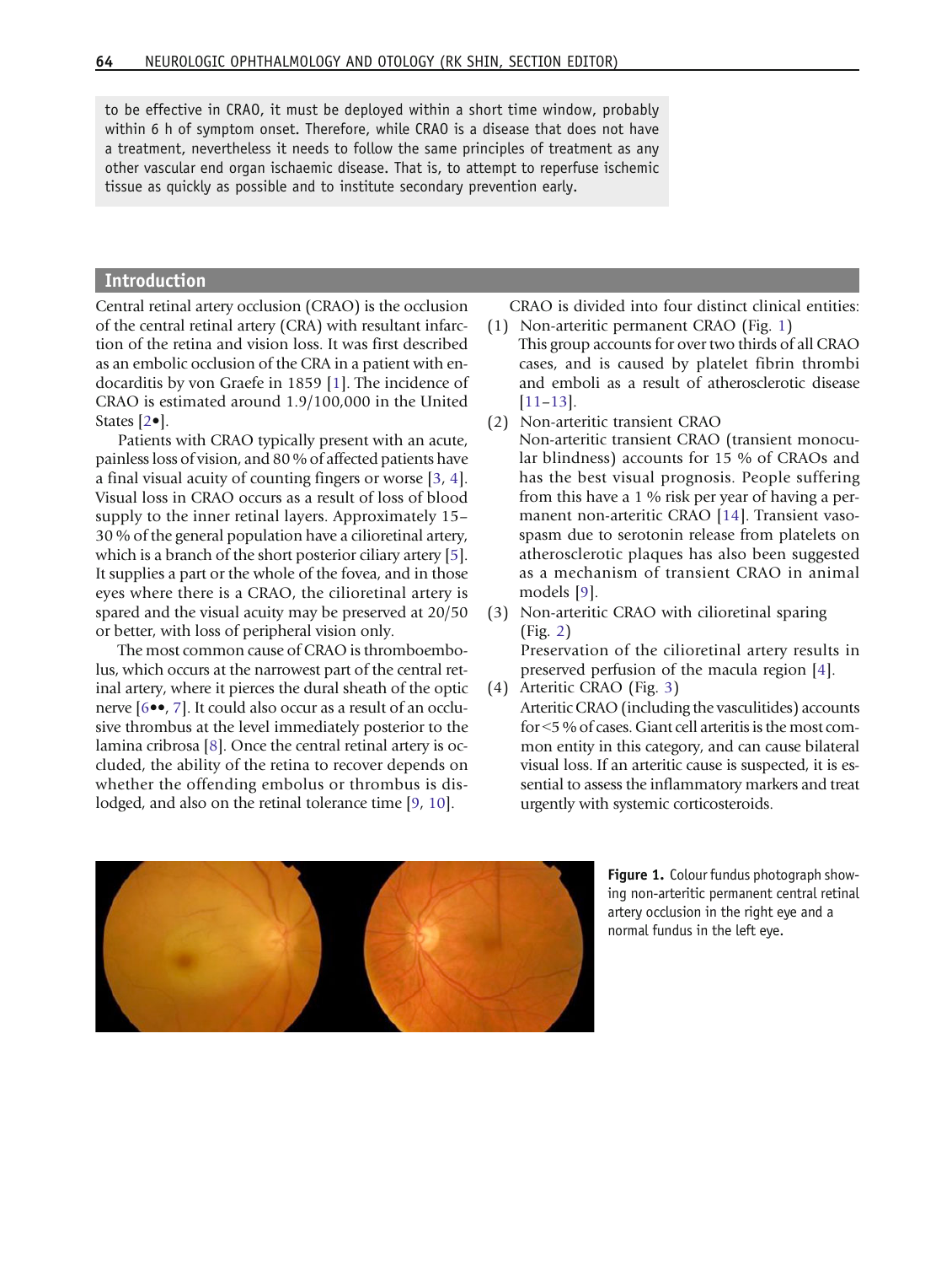to be effective in CRAO, it must be deployed within a short time window, probably within 6 h of symptom onset. Therefore, while CRAO is a disease that does not have a treatment, nevertheless it needs to follow the same principles of treatment as any other vascular end organ ischaemic disease. That is, to attempt to reperfuse ischemic tissue as quickly as possible and to institute secondary prevention early.

## Introduction

Central retinal artery occlusion (CRAO) is the occlusion of the central retinal artery (CRA) with resultant infarction of the retina and vision loss. It was first described as an embolic occlusion of the CRA in a patient with endocarditis by von Graefe in 1859 [1]. The incidence of CRAO is estimated around 1.9/100,000 in the United States [2•].

Patients with CRAO typically present with an acute, painless loss of vision, and 80 % of affected patients have a final visual acuity of counting fingers or worse [3, 4]. Visual loss in CRAO occurs as a result of loss of blood supply to the inner retinal layers. Approximately 15–30 % of the general population have a cilioretinal artery, which is a branch of the short posterior ciliary artery [5]. It supplies a part or the whole of the fovea, and in those eyes where there is a CRAO, the cilioretinal artery is spared and the visual acuity may be preserved at 20/50 or better, with loss of peripheral vision only.

The most common cause of CRAO is thromboembolus, which occurs at the narrowest part of the central retinal artery, where it pierces the dural sheath of the optic nerve [6••, 7]. It could also occur as a result of an occlusive thrombus at the level immediately posterior to the lamina cribrosa [8]. Once the central retinal artery is occluded, the ability of the retina to recover depends on whether the offending embolus or thrombus is dislodged, and also on the retinal tolerance time [9, 10].

CRAO is divided into four distinct clinical entities:

(1) Non-arteritic permanent CRAO (Fig. 1)
This group accounts for over two thirds of all CRAO cases, and is caused by platelet fibrin thrombi and emboli as a result of atherosclerotic disease [11–13].

(2) Non-arteritic transient CRAO
Non-arteritic transient CRAO (transient monocular blindness) accounts for 15 % of CRAOs and has the best visual prognosis. People suffering from this have a 1 % risk per year of having a permanent non-arteritic CRAO [14]. Transient vasospasm due to serotonin release from platelets on atherosclerotic plaques has also been suggested as a mechanism of transient CRAO in animal models [9].

(3) Non-arteritic CRAO with cilioretinal sparing (Fig. 2)
Preservation of the cilioretinal artery results in preserved perfusion of the macula region [4].

(4) Arteritic CRAO (Fig. 3)
Arteritic CRAO (including the vasculitides) accounts for <5 % of cases. Giant cell arteritis is the most common entity in this category, and can cause bilateral visual loss. If an arteritic cause is suspected, it is essential to assess the inflammatory markers and treat urgently with systemic corticosteroids.

**Figure 1.** Colour fundus photograph showing non-arteritic permanent central retinal artery occlusion in the right eye and a normal fundus in the left eye.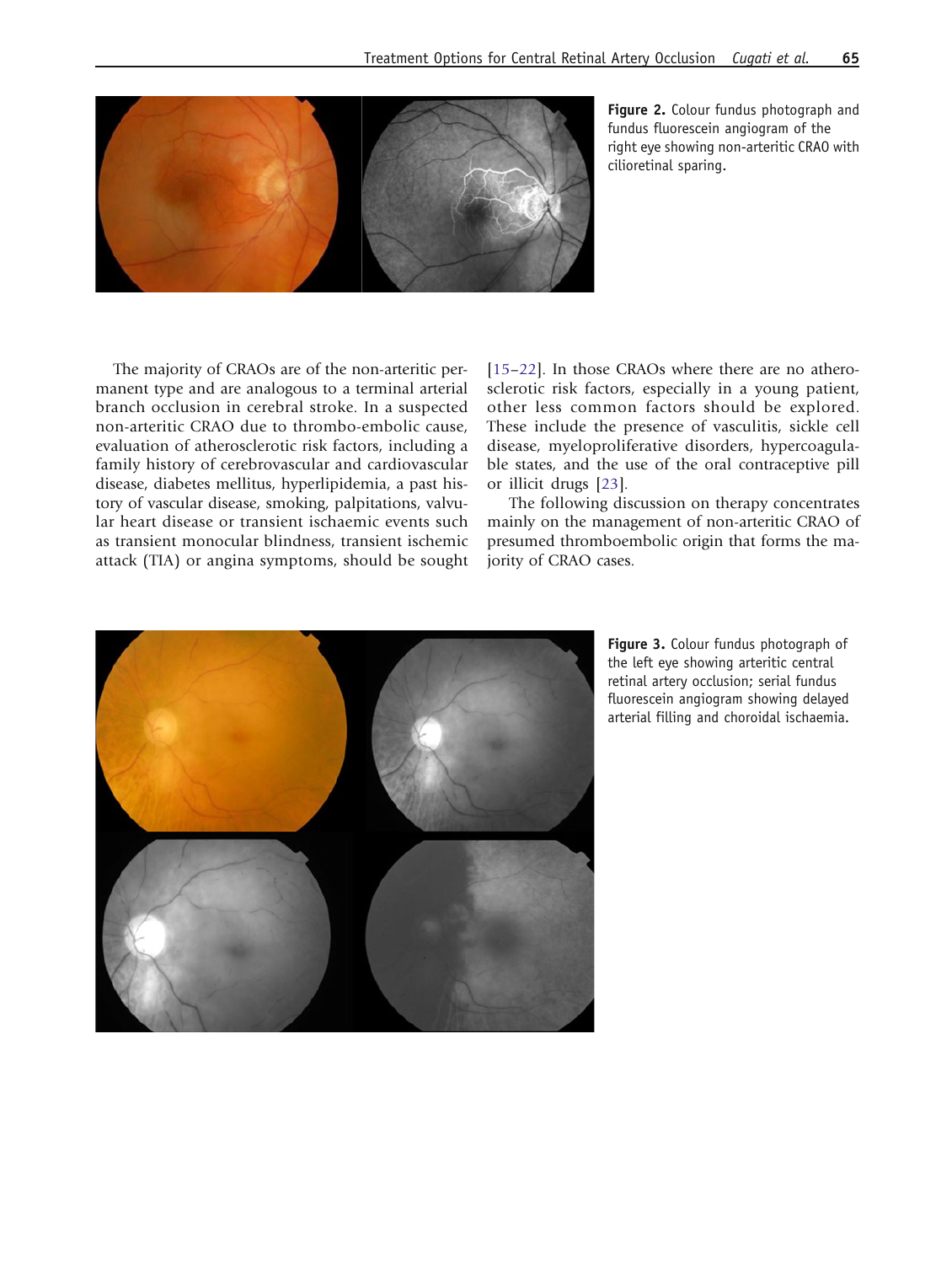Figure 2. Colour fundus photograph and fundus fluorescein angiogram of the right eye showing non-arteritic CRAO with cilioretinal sparing.

The majority of CRAOs are of the non-arteritic permanent type and are analogous to a terminal arterial branch occlusion in cerebral stroke. In a suspected non-arteritic CRAO due to thrombo-embolic cause, evaluation of atherosclerotic risk factors, including a family history of cerebrovascular and cardiovascular disease, diabetes mellitus, hyperlipidemia, a past history of vascular disease, smoking, palpitations, valvular heart disease or transient ischaemic events such as transient monocular blindness, transient ischemic attack (TIA) or angina symptoms, should be sought [15–22]. In those CRAOs where there are no atherosclerotic risk factors, especially in a young patient, other less common factors should be explored. These include the presence of vasculitis, sickle cell disease, myeloproliferative disorders, hypercoagulable states, and the use of the oral contraceptive pill or illicit drugs [23].

The following discussion on therapy concentrates mainly on the management of non-arteritic CRAO of presumed thromboembolic origin that forms the majority of CRAO cases.

Figure 3. Colour fundus photograph of the left eye showing arteritic central retinal artery occlusion; serial fundus fluorescein angiogram showing delayed arterial filling and choroidal ischaemia.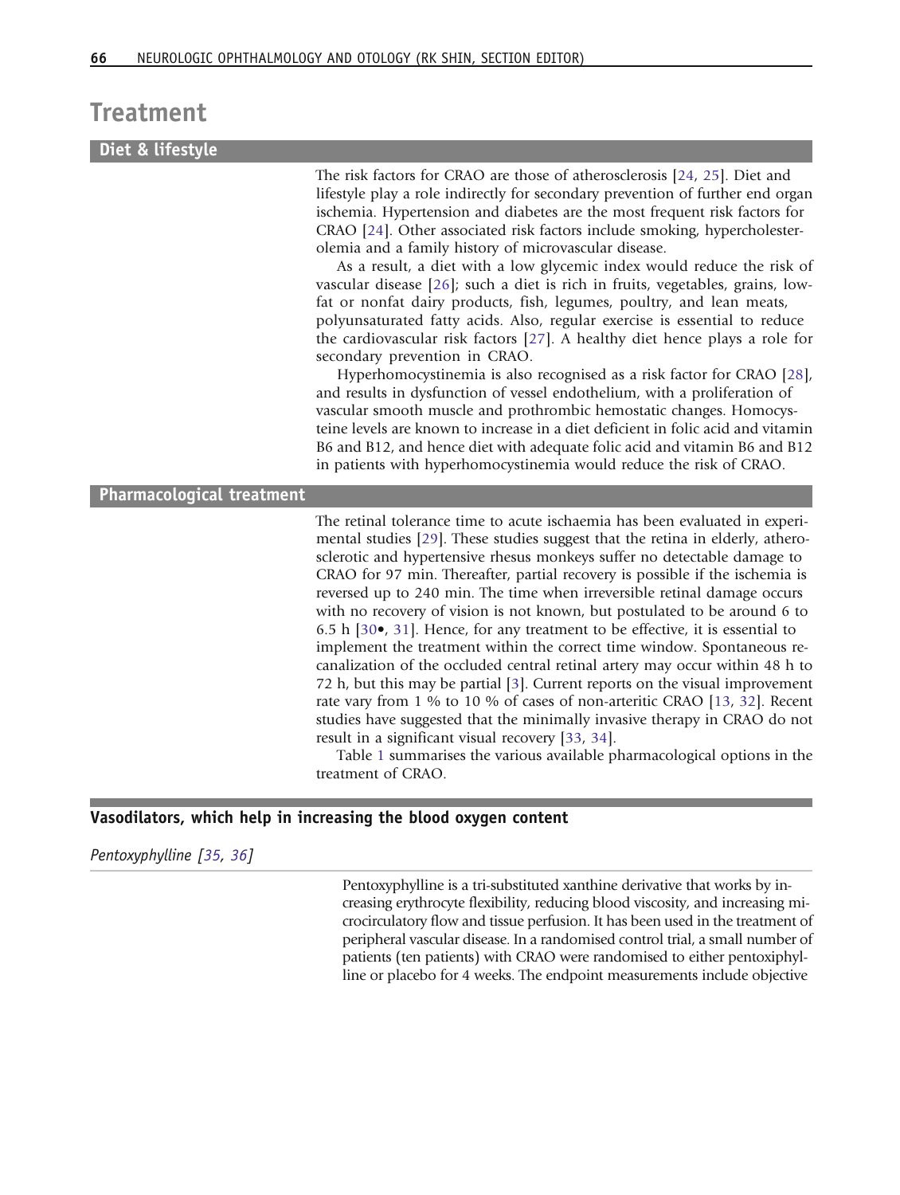# Treatment

## Diet & lifestyle

The risk factors for CRAO are those of atherosclerosis [24, 25]. Diet and lifestyle play a role indirectly for secondary prevention of further end organ ischemia. Hypertension and diabetes are the most frequent risk factors for CRAO [24]. Other associated risk factors include smoking, hypercholesterolemia and a family history of microvascular disease.

As a result, a diet with a low glycemic index would reduce the risk of vascular disease [26]; such a diet is rich in fruits, vegetables, grains, low-fat or nonfat dairy products, fish, legumes, poultry, and lean meats, polyunsaturated fatty acids. Also, regular exercise is essential to reduce the cardiovascular risk factors [27]. A healthy diet hence plays a role for secondary prevention in CRAO.

Hyperhomocystinemia is also recognised as a risk factor for CRAO [28], and results in dysfunction of vessel endothelium, with a proliferation of vascular smooth muscle and prothrombic hemostatic changes. Homocysteine levels are known to increase in a diet deficient in folic acid and vitamin B6 and B12, and hence diet with adequate folic acid and vitamin B6 and B12 in patients with hyperhomocystinemia would reduce the risk of CRAO.

## Pharmacological treatment

The retinal tolerance time to acute ischaemia has been evaluated in experimental studies [29]. These studies suggest that the retina in elderly, atherosclerotic and hypertensive rhesus monkeys suffer no detectable damage to CRAO for 97 min. Thereafter, partial recovery is possible if the ischemia is reversed up to 240 min. The time when irreversible retinal damage occurs with no recovery of vision is not known, but postulated to be around 6 to 6.5 h [30•, 31]. Hence, for any treatment to be effective, it is essential to implement the treatment within the correct time window. Spontaneous re-canalization of the occluded central retinal artery may occur within 48 h to 72 h, but this may be partial [3]. Current reports on the visual improvement rate vary from 1 % to 10 % of cases of non-arteritic CRAO [13, 32]. Recent studies have suggested that the minimally invasive therapy in CRAO do not result in a significant visual recovery [33, 34].

Table 1 summarises the various available pharmacological options in the treatment of CRAO.

### Vasodilators, which help in increasing the blood oxygen content

*Pentoxyphylline [35, 36]*

Pentoxyphylline is a tri-substituted xanthine derivative that works by increasing erythrocyte flexibility, reducing blood viscosity, and increasing microcirculatory flow and tissue perfusion. It has been used in the treatment of peripheral vascular disease. In a randomised control trial, a small number of patients (ten patients) with CRAO were randomised to either pentoxiphylline or placebo for 4 weeks. The endpoint measurements include objective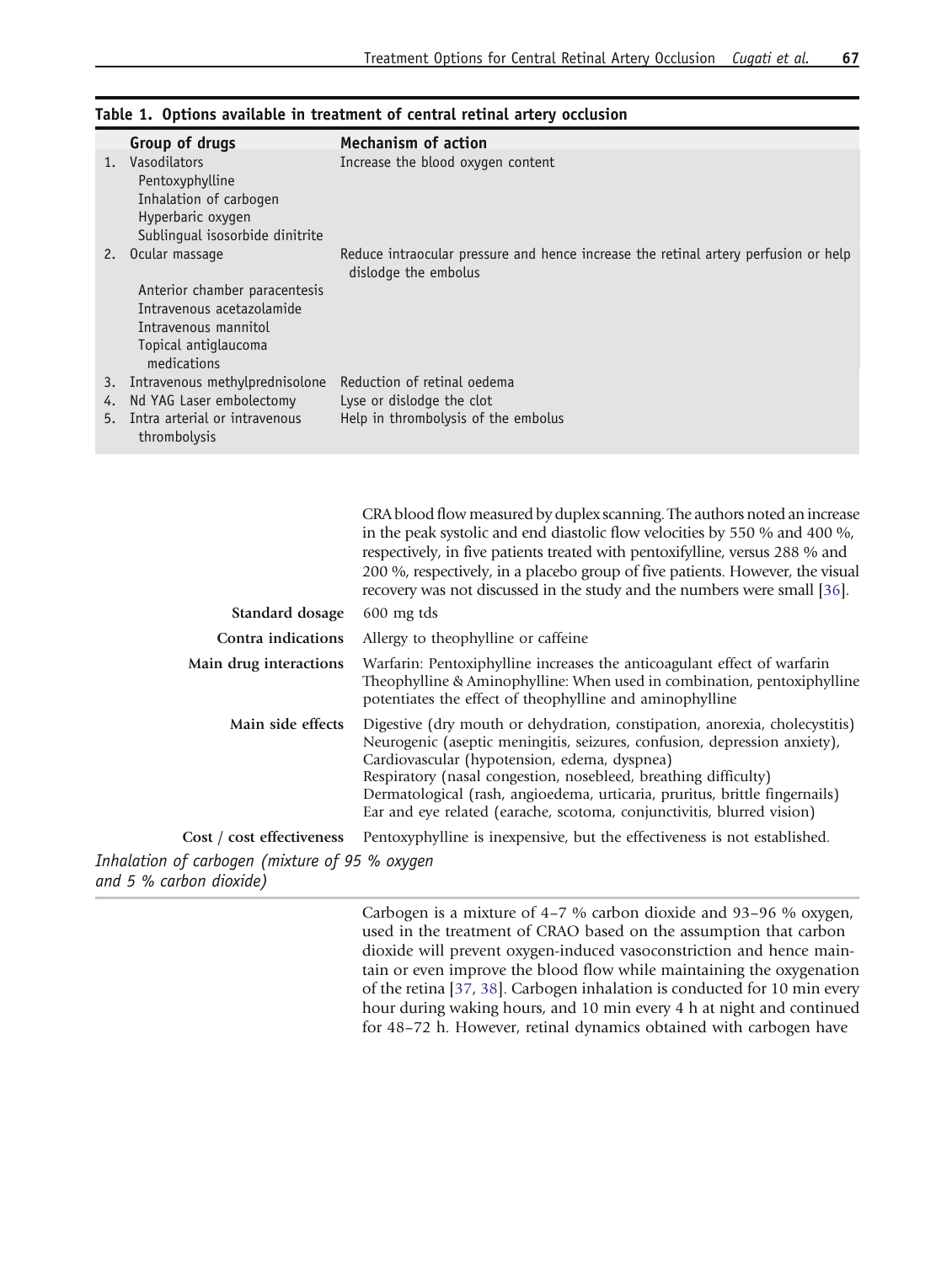**Table 1. Options available in treatment of central retinal artery occlusion**

| | Group of drugs | Mechanism of action |
|---|---|---|
| 1. | Vasodilators<br>Pentoxyphylline<br>Inhalation of carbogen<br>Hyperbaric oxygen<br>Sublingual isosorbide dinitrite | Increase the blood oxygen content |
| 2. | Ocular massage<br>Anterior chamber paracentesis<br>Intravenous acetazolamide<br>Intravenous mannitol<br>Topical antiglaucoma medications | Reduce intraocular pressure and hence increase the retinal artery perfusion or help dislodge the embolus |
| 3. | Intravenous methylprednisolone | Reduction of retinal oedema |
| 4. | Nd YAG Laser embolectomy | Lyse or dislodge the clot |
| 5. | Intra arterial or intravenous thrombolysis | Help in thrombolysis of the embolus |

CRA blood flow measured by duplex scanning. The authors noted an increase in the peak systolic and end diastolic flow velocities by 550 % and 400 %, respectively, in five patients treated with pentoxifylline, versus 288 % and 200 %, respectively, in a placebo group of five patients. However, the visual recovery was not discussed in the study and the numbers were small [36].

| | |
|---|---|
| **Standard dosage** | 600 mg tds |
| **Contra indications** | Allergy to theophylline or caffeine |
| **Main drug interactions** | Warfarin: Pentoxiphylline increases the anticoagulant effect of warfarin<br>Theophylline & Aminophylline: When used in combination, pentoxiphylline potentiates the effect of theophylline and aminophylline |
| **Main side effects** | Digestive (dry mouth or dehydration, constipation, anorexia, cholecystitis)<br>Neurogenic (aseptic meningitis, seizures, confusion, depression anxiety),<br>Cardiovascular (hypotension, edema, dyspnea)<br>Respiratory (nasal congestion, nosebleed, breathing difficulty)<br>Dermatological (rash, angioedema, urticaria, pruritus, brittle fingernails)<br>Ear and eye related (earache, scotoma, conjunctivitis, blurred vision) |
| **Cost / cost effectiveness** | Pentoxyphylline is inexpensive, but the effectiveness is not established. |

*Inhalation of carbogen (mixture of 95 % oxygen and 5 % carbon dioxide)*

Carbogen is a mixture of 4–7 % carbon dioxide and 93–96 % oxygen, used in the treatment of CRAO based on the assumption that carbon dioxide will prevent oxygen-induced vasoconstriction and hence maintain or even improve the blood flow while maintaining the oxygenation of the retina [37, 38]. Carbogen inhalation is conducted for 10 min every hour during waking hours, and 10 min every 4 h at night and continued for 48–72 h. However, retinal dynamics obtained with carbogen have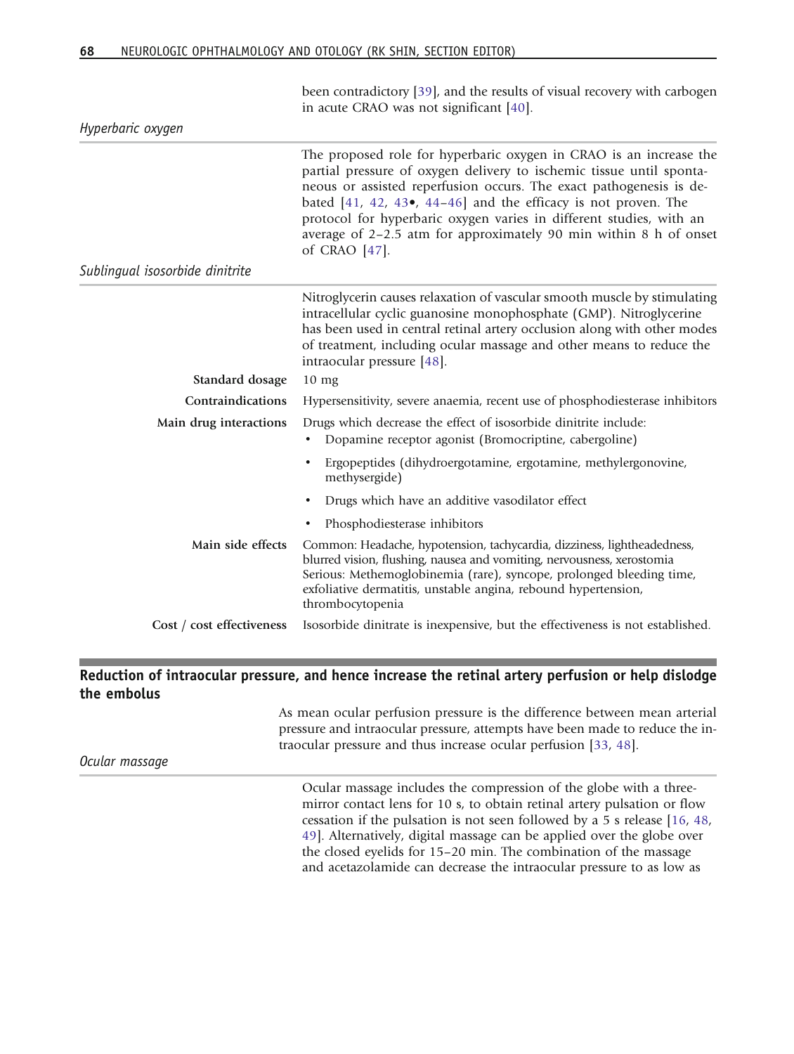been contradictory [39], and the results of visual recovery with carbogen in acute CRAO was not significant [40].

*Hyperbaric oxygen*

The proposed role for hyperbaric oxygen in CRAO is an increase the partial pressure of oxygen delivery to ischemic tissue until spontaneous or assisted reperfusion occurs. The exact pathogenesis is debated [41, 42, 43•, 44–46] and the efficacy is not proven. The protocol for hyperbaric oxygen varies in different studies, with an average of 2–2.5 atm for approximately 90 min within 8 h of onset of CRAO [47].

*Sublingual isosorbide dinitrite*

Nitroglycerin causes relaxation of vascular smooth muscle by stimulating intracellular cyclic guanosine monophosphate (GMP). Nitroglycerine has been used in central retinal artery occlusion along with other modes of treatment, including ocular massage and other means to reduce the intraocular pressure [48].

**Standard dosage** 10 mg

**Contraindications** Hypersensitivity, severe anaemia, recent use of phosphodiesterase inhibitors

**Main drug interactions** Drugs which decrease the effect of isosorbide dinitrite include:

- Dopamine receptor agonist (Bromocriptine, cabergoline)
- Ergopeptides (dihydroergotamine, ergotamine, methylergonovine, methysergide)
- Drugs which have an additive vasodilator effect
- Phosphodiesterase inhibitors

**Main side effects** Common: Headache, hypotension, tachycardia, dizziness, lightheadedness, blurred vision, flushing, nausea and vomiting, nervousness, xerostomia
Serious: Methemoglobinemia (rare), syncope, prolonged bleeding time, exfoliative dermatitis, unstable angina, rebound hypertension, thrombocytopenia

**Cost / cost effectiveness** Isosorbide dinitrate is inexpensive, but the effectiveness is not established.

## Reduction of intraocular pressure, and hence increase the retinal artery perfusion or help dislodge the embolus

As mean ocular perfusion pressure is the difference between mean arterial pressure and intraocular pressure, attempts have been made to reduce the intraocular pressure and thus increase ocular perfusion [33, 48].

*Ocular massage*

Ocular massage includes the compression of the globe with a three-mirror contact lens for 10 s, to obtain retinal artery pulsation or flow cessation if the pulsation is not seen followed by a 5 s release [16, 48, 49]. Alternatively, digital massage can be applied over the globe over the closed eyelids for 15–20 min. The combination of the massage and acetazolamide can decrease the intraocular pressure to as low as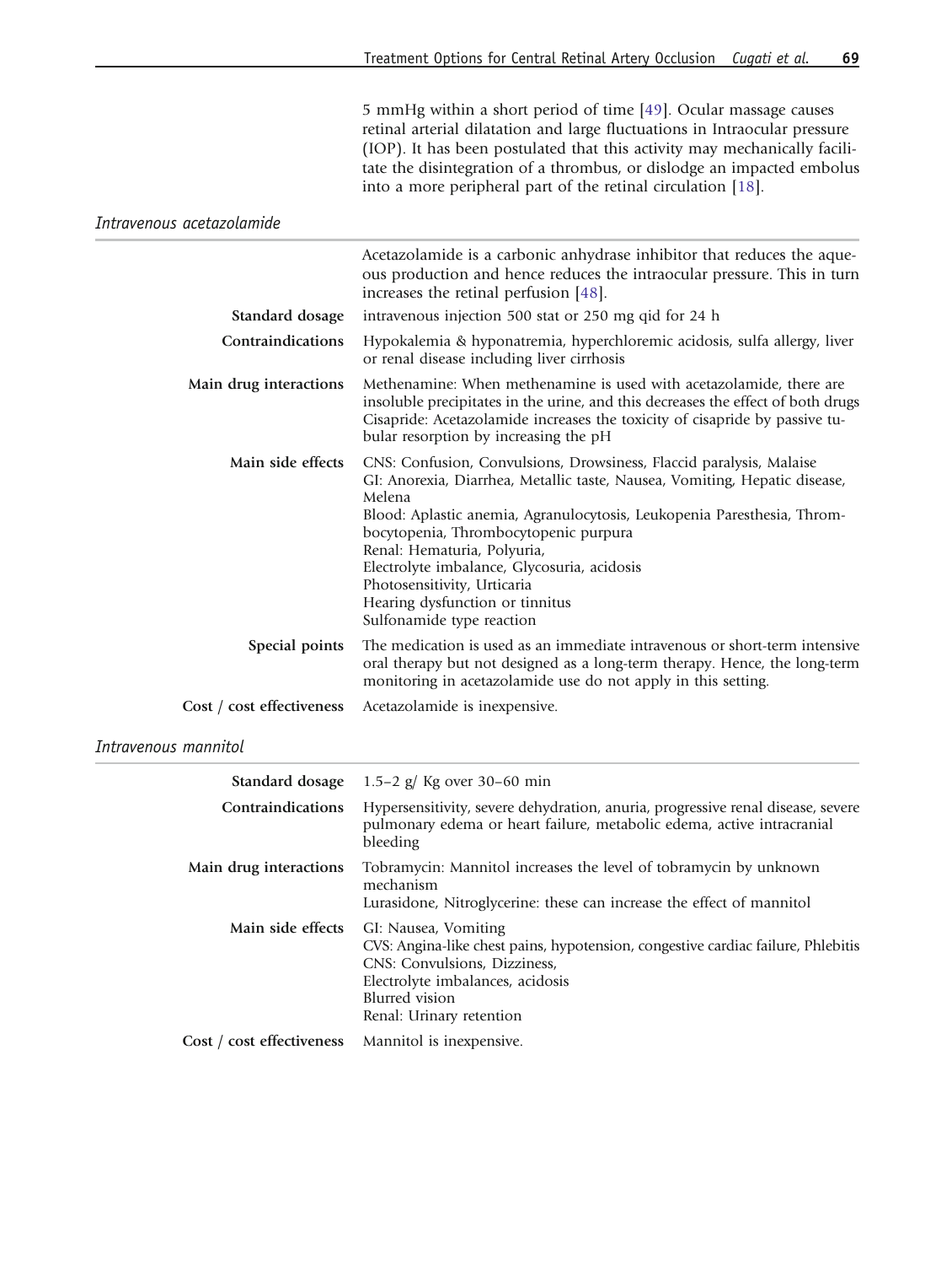5 mmHg within a short period of time [49]. Ocular massage causes retinal arterial dilatation and large fluctuations in Intraocular pressure (IOP). It has been postulated that this activity may mechanically facilitate the disintegration of a thrombus, or dislodge an impacted embolus into a more peripheral part of the retinal circulation [18].

*Intravenous acetazolamide*

| | |
|---|---|
| | Acetazolamide is a carbonic anhydrase inhibitor that reduces the aqueous production and hence reduces the intraocular pressure. This in turn increases the retinal perfusion [48]. |
| **Standard dosage** | intravenous injection 500 stat or 250 mg qid for 24 h |
| **Contraindications** | Hypokalemia & hyponatremia, hyperchloremic acidosis, sulfa allergy, liver or renal disease including liver cirrhosis |
| **Main drug interactions** | Methenamine: When methenamine is used with acetazolamide, there are insoluble precipitates in the urine, and this decreases the effect of both drugs<br>Cisapride: Acetazolamide increases the toxicity of cisapride by passive tubular resorption by increasing the pH |
| **Main side effects** | CNS: Confusion, Convulsions, Drowsiness, Flaccid paralysis, Malaise<br>GI: Anorexia, Diarrhea, Metallic taste, Nausea, Vomiting, Hepatic disease, Melena<br>Blood: Aplastic anemia, Agranulocytosis, Leukopenia Paresthesia, Thrombocytopenia, Thrombocytopenic purpura<br>Renal: Hematuria, Polyuria,<br>Electrolyte imbalance, Glycosuria, acidosis<br>Photosensitivity, Urticaria<br>Hearing dysfunction or tinnitus<br>Sulfonamide type reaction |
| **Special points** | The medication is used as an immediate intravenous or short-term intensive oral therapy but not designed as a long-term therapy. Hence, the long-term monitoring in acetazolamide use do not apply in this setting. |
| **Cost / cost effectiveness** | Acetazolamide is inexpensive. |

*Intravenous mannitol*

| | |
|---|---|
| **Standard dosage** | 1.5–2 g/ Kg over 30–60 min |
| **Contraindications** | Hypersensitivity, severe dehydration, anuria, progressive renal disease, severe pulmonary edema or heart failure, metabolic edema, active intracranial bleeding |
| **Main drug interactions** | Tobramycin: Mannitol increases the level of tobramycin by unknown mechanism<br>Lurasidone, Nitroglycerine: these can increase the effect of mannitol |
| **Main side effects** | GI: Nausea, Vomiting<br>CVS: Angina-like chest pains, hypotension, congestive cardiac failure, Phlebitis<br>CNS: Convulsions, Dizziness,<br>Electrolyte imbalances, acidosis<br>Blurred vision<br>Renal: Urinary retention |
| **Cost / cost effectiveness** | Mannitol is inexpensive. |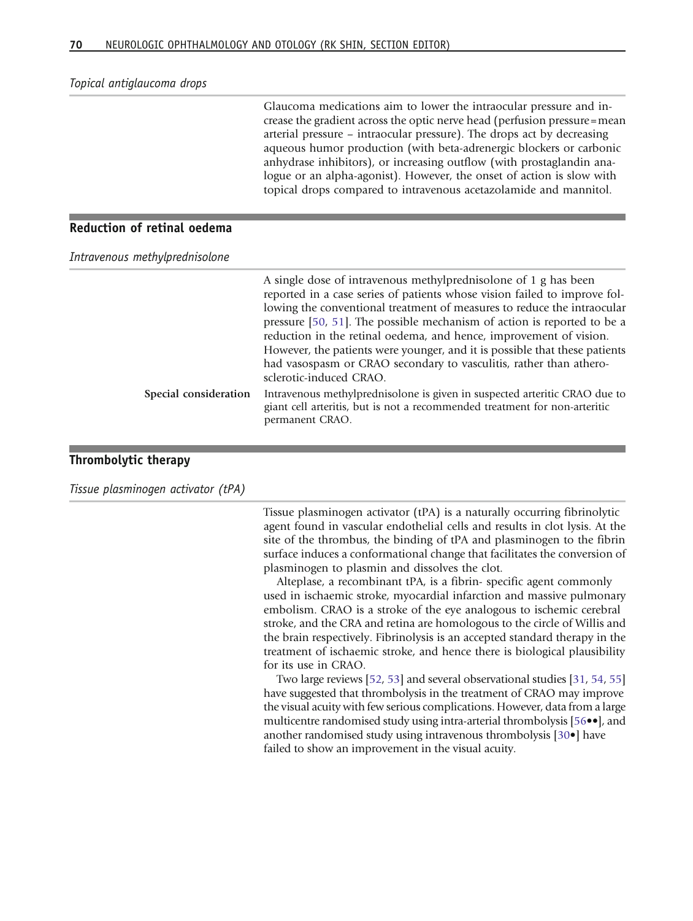*Topical antiglaucoma drops*

Glaucoma medications aim to lower the intraocular pressure and increase the gradient across the optic nerve head (perfusion pressure = mean arterial pressure – intraocular pressure). The drops act by decreasing aqueous humor production (with beta-adrenergic blockers or carbonic anhydrase inhibitors), or increasing outflow (with prostaglandin analogue or an alpha-agonist). However, the onset of action is slow with topical drops compared to intravenous acetazolamide and mannitol.

## Reduction of retinal oedema

*Intravenous methylprednisolone*

A single dose of intravenous methylprednisolone of 1 g has been reported in a case series of patients whose vision failed to improve following the conventional treatment of measures to reduce the intraocular pressure [50, 51]. The possible mechanism of action is reported to be a reduction in the retinal oedema, and hence, improvement of vision. However, the patients were younger, and it is possible that these patients had vasospasm or CRAO secondary to vasculitis, rather than atherosclerotic-induced CRAO.

**Special consideration** Intravenous methylprednisolone is given in suspected arteritic CRAO due to giant cell arteritis, but is not a recommended treatment for non-arteritic permanent CRAO.

## Thrombolytic therapy

*Tissue plasminogen activator (tPA)*

Tissue plasminogen activator (tPA) is a naturally occurring fibrinolytic agent found in vascular endothelial cells and results in clot lysis. At the site of the thrombus, the binding of tPA and plasminogen to the fibrin surface induces a conformational change that facilitates the conversion of plasminogen to plasmin and dissolves the clot.

Alteplase, a recombinant tPA, is a fibrin- specific agent commonly used in ischaemic stroke, myocardial infarction and massive pulmonary embolism. CRAO is a stroke of the eye analogous to ischemic cerebral stroke, and the CRA and retina are homologous to the circle of Willis and the brain respectively. Fibrinolysis is an accepted standard therapy in the treatment of ischaemic stroke, and hence there is biological plausibility for its use in CRAO.

Two large reviews [52, 53] and several observational studies [31, 54, 55] have suggested that thrombolysis in the treatment of CRAO may improve the visual acuity with few serious complications. However, data from a large multicentre randomised study using intra-arterial thrombolysis [56••], and another randomised study using intravenous thrombolysis [30•] have failed to show an improvement in the visual acuity.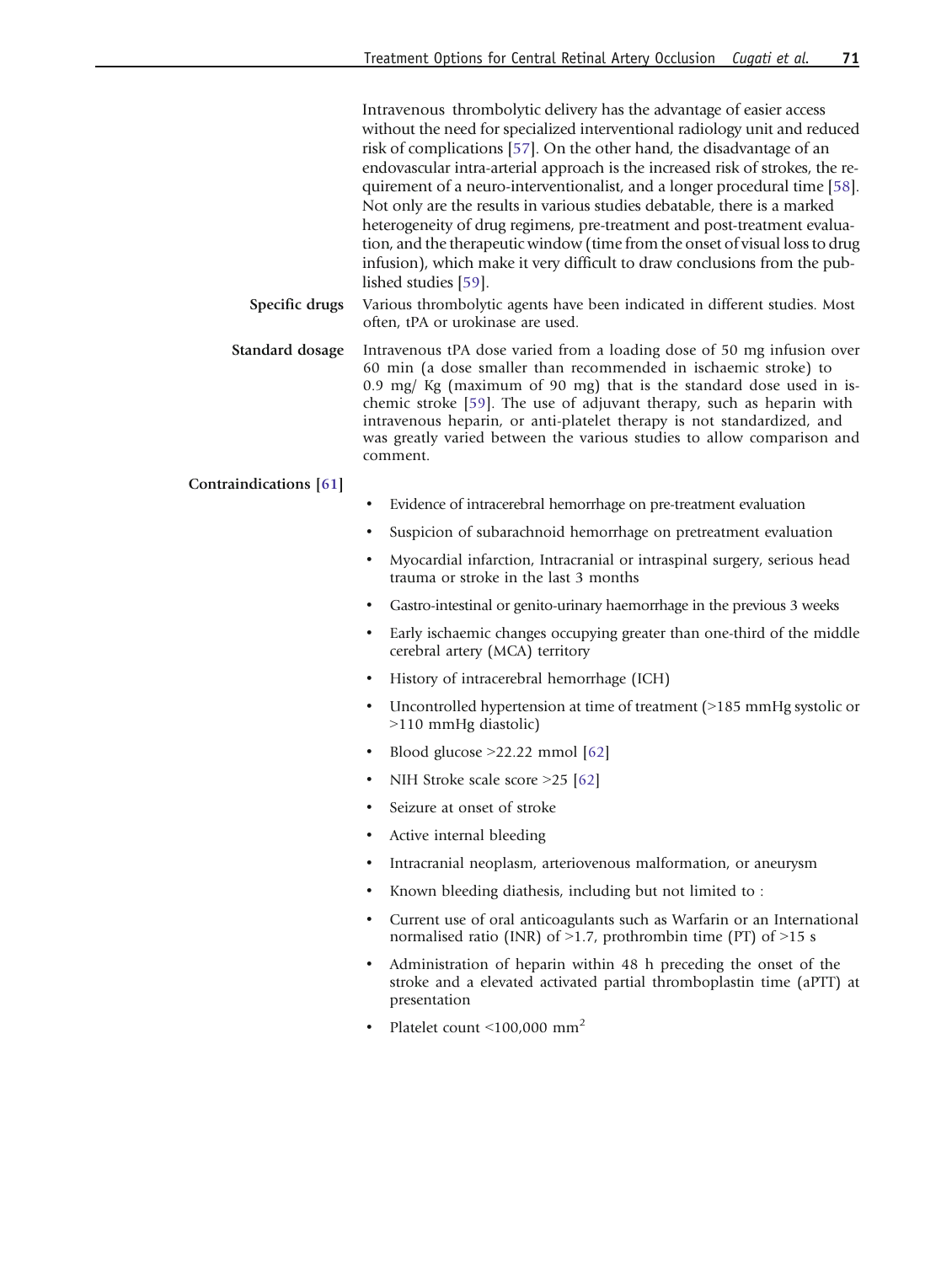Intravenous thrombolytic delivery has the advantage of easier access without the need for specialized interventional radiology unit and reduced risk of complications [57]. On the other hand, the disadvantage of an endovascular intra-arterial approach is the increased risk of strokes, the requirement of a neuro-interventionalist, and a longer procedural time [58]. Not only are the results in various studies debatable, there is a marked heterogeneity of drug regimens, pre-treatment and post-treatment evaluation, and the therapeutic window (time from the onset of visual loss to drug infusion), which make it very difficult to draw conclusions from the published studies [59].

**Specific drugs** Various thrombolytic agents have been indicated in different studies. Most often, tPA or urokinase are used.

**Standard dosage** Intravenous tPA dose varied from a loading dose of 50 mg infusion over 60 min (a dose smaller than recommended in ischaemic stroke) to 0.9 mg/ Kg (maximum of 90 mg) that is the standard dose used in ischemic stroke [59]. The use of adjuvant therapy, such as heparin with intravenous heparin, or anti-platelet therapy is not standardized, and was greatly varied between the various studies to allow comparison and comment.

**Contraindications [61]**

- Evidence of intracerebral hemorrhage on pre-treatment evaluation
- Suspicion of subarachnoid hemorrhage on pretreatment evaluation
- Myocardial infarction, Intracranial or intraspinal surgery, serious head trauma or stroke in the last 3 months
- Gastro-intestinal or genito-urinary haemorrhage in the previous 3 weeks
- Early ischaemic changes occupying greater than one-third of the middle cerebral artery (MCA) territory
- History of intracerebral hemorrhage (ICH)
- Uncontrolled hypertension at time of treatment (>185 mmHg systolic or >110 mmHg diastolic)
- Blood glucose >22.22 mmol [62]
- NIH Stroke scale score >25 [62]
- Seizure at onset of stroke
- Active internal bleeding
- Intracranial neoplasm, arteriovenous malformation, or aneurysm
- Known bleeding diathesis, including but not limited to :
- Current use of oral anticoagulants such as Warfarin or an International normalised ratio (INR) of >1.7, prothrombin time (PT) of >15 s
- Administration of heparin within 48 h preceding the onset of the stroke and a elevated activated partial thromboplastin time (aPTT) at presentation
- Platelet count <100,000 $mm^2$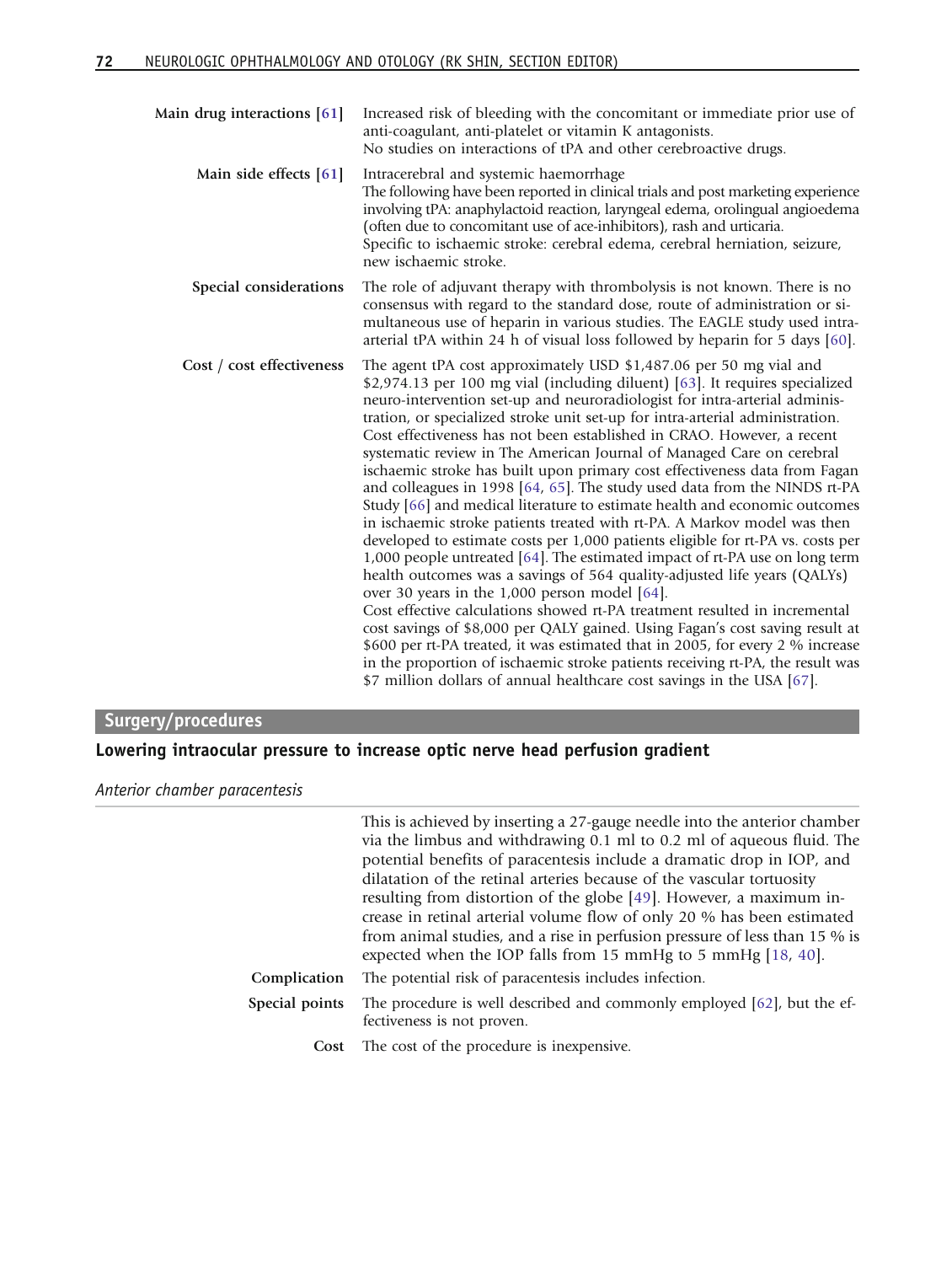**Main drug interactions [61]** Increased risk of bleeding with the concomitant or immediate prior use of anti-coagulant, anti-platelet or vitamin K antagonists.
No studies on interactions of tPA and other cerebroactive drugs.

**Main side effects [61]** Intracerebral and systemic haemorrhage
The following have been reported in clinical trials and post marketing experience involving tPA: anaphylactoid reaction, laryngeal edema, orolingual angioedema (often due to concomitant use of ace-inhibitors), rash and urticaria.
Specific to ischaemic stroke: cerebral edema, cerebral herniation, seizure, new ischaemic stroke.

**Special considerations** The role of adjuvant therapy with thrombolysis is not known. There is no consensus with regard to the standard dose, route of administration or simultaneous use of heparin in various studies. The EAGLE study used intra-arterial tPA within 24 h of visual loss followed by heparin for 5 days [60].

**Cost / cost effectiveness** The agent tPA cost approximately USD $1,487.06 per 50 mg vial and $2,974.13 per 100 mg vial (including diluent) [63]. It requires specialized neuro-intervention set-up and neuroradiologist for intra-arterial administration, or specialized stroke unit set-up for intra-arterial administration. Cost effectiveness has not been established in CRAO. However, a recent systematic review in The American Journal of Managed Care on cerebral ischaemic stroke has built upon primary cost effectiveness data from Fagan and colleagues in 1998 [64, 65]. The study used data from the NINDS rt-PA Study [66] and medical literature to estimate health and economic outcomes in ischaemic stroke patients treated with rt-PA. A Markov model was then developed to estimate costs per 1,000 patients eligible for rt-PA vs. costs per 1,000 people untreated [64]. The estimated impact of rt-PA use on long term health outcomes was a savings of 564 quality-adjusted life years (QALYs) over 30 years in the 1,000 person model [64].
Cost effective calculations showed rt-PA treatment resulted in incremental cost savings of $8,000 per QALY gained. Using Fagan's cost saving result at $600 per rt-PA treated, it was estimated that in 2005, for every 2 % increase in the proportion of ischaemic stroke patients receiving rt-PA, the result was $7 million dollars of annual healthcare cost savings in the USA [67].

## Surgery/procedures

### Lowering intraocular pressure to increase optic nerve head perfusion gradient

*Anterior chamber paracentesis*

This is achieved by inserting a 27-gauge needle into the anterior chamber via the limbus and withdrawing 0.1 ml to 0.2 ml of aqueous fluid. The potential benefits of paracentesis include a dramatic drop in IOP, and dilatation of the retinal arteries because of the vascular tortuosity resulting from distortion of the globe [49]. However, a maximum increase in retinal arterial volume flow of only 20 % has been estimated from animal studies, and a rise in perfusion pressure of less than 15 % is expected when the IOP falls from 15 mmHg to 5 mmHg [18, 40].

**Complication** The potential risk of paracentesis includes infection.

**Special points** The procedure is well described and commonly employed [62], but the effectiveness is not proven.

**Cost** The cost of the procedure is inexpensive.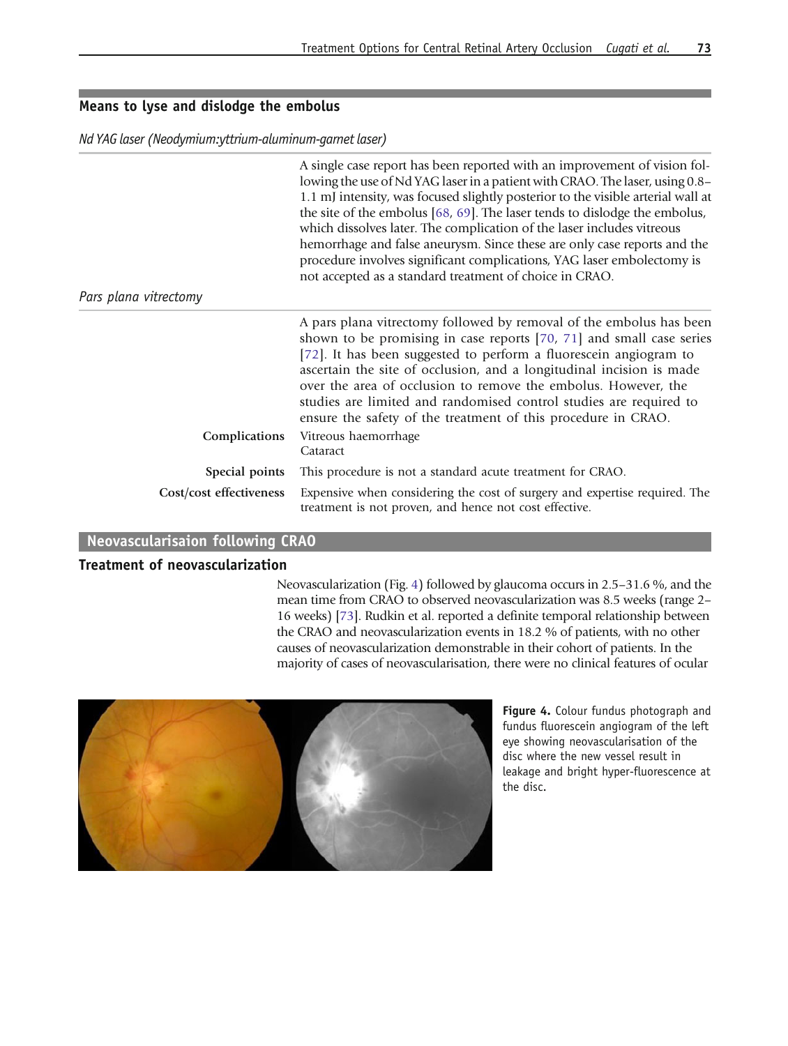## Means to lyse and dislodge the embolus

*Nd YAG laser (Neodymium:yttrium-aluminum-garnet laser)*

A single case report has been reported with an improvement of vision following the use of Nd YAG laser in a patient with CRAO. The laser, using 0.8–1.1 mJ intensity, was focused slightly posterior to the visible arterial wall at the site of the embolus [68, 69]. The laser tends to dislodge the embolus, which dissolves later. The complication of the laser includes vitreous hemorrhage and false aneurysm. Since these are only case reports and the procedure involves significant complications, YAG laser embolectomy is not accepted as a standard treatment of choice in CRAO.

*Pars plana vitrectomy*

A pars plana vitrectomy followed by removal of the embolus has been shown to be promising in case reports [70, 71] and small case series [72]. It has been suggested to perform a fluorescein angiogram to ascertain the site of occlusion, and a longitudinal incision is made over the area of occlusion to remove the embolus. However, the studies are limited and randomised control studies are required to ensure the safety of the treatment of this procedure in CRAO.

**Complications** Vitreous haemorrhage
Cataract

**Special points** This procedure is not a standard acute treatment for CRAO.

**Cost/cost effectiveness** Expensive when considering the cost of surgery and expertise required. The treatment is not proven, and hence not cost effective.

## Neovascularisaion following CRAO

### Treatment of neovascularization

Neovascularization (Fig. 4) followed by glaucoma occurs in 2.5–31.6 %, and the mean time from CRAO to observed neovascularization was 8.5 weeks (range 2–16 weeks) [73]. Rudkin et al. reported a definite temporal relationship between the CRAO and neovascularization events in 18.2 % of patients, with no other causes of neovascularization demonstrable in their cohort of patients. In the majority of cases of neovascularisation, there were no clinical features of ocular

**Figure 4.** Colour fundus photograph and fundus fluorescein angiogram of the left eye showing neovascularisation of the disc where the new vessel result in leakage and bright hyper-fluorescence at the disc.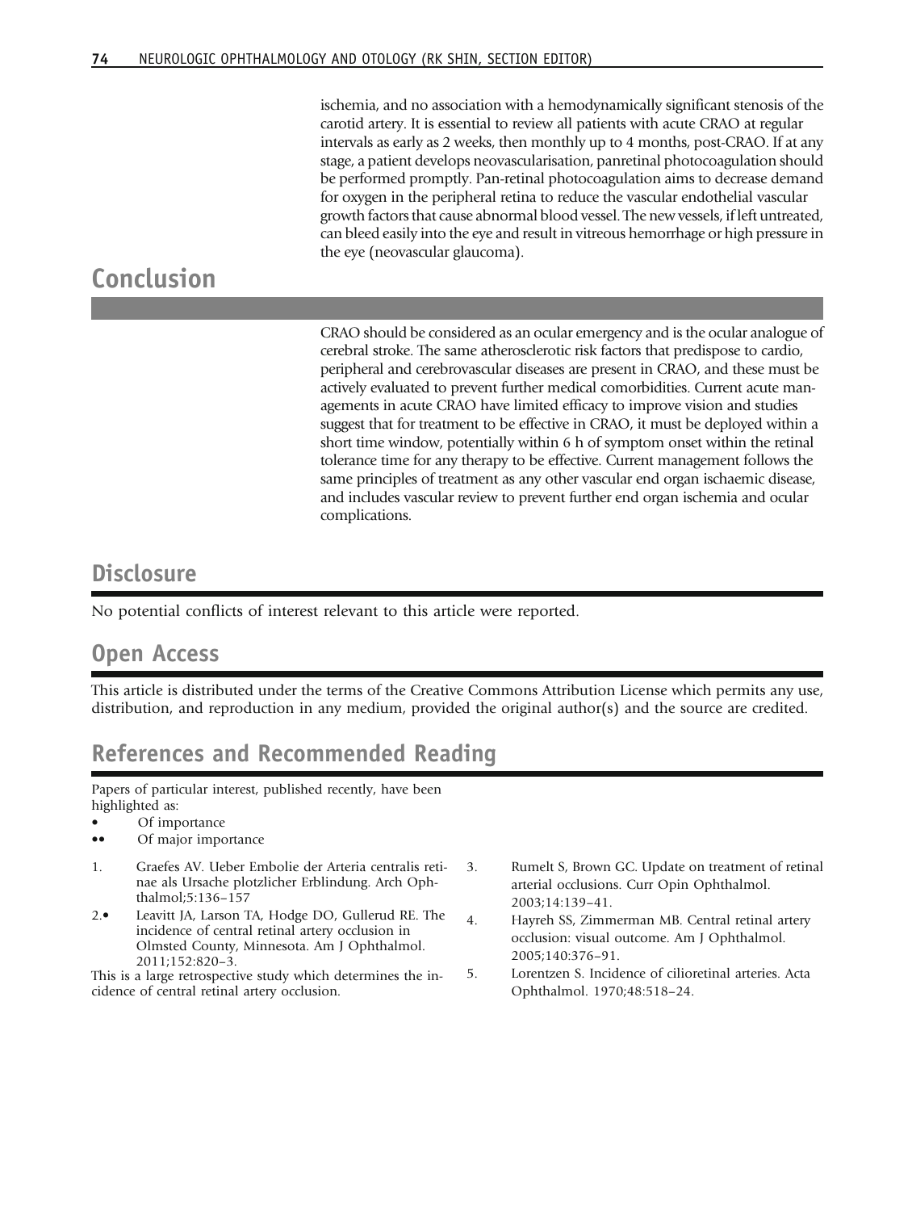ischemia, and no association with a hemodynamically significant stenosis of the carotid artery. It is essential to review all patients with acute CRAO at regular intervals as early as 2 weeks, then monthly up to 4 months, post-CRAO. If at any stage, a patient develops neovascularisation, panretinal photocoagulation should be performed promptly. Pan-retinal photocoagulation aims to decrease demand for oxygen in the peripheral retina to reduce the vascular endothelial vascular growth factors that cause abnormal blood vessel. The new vessels, if left untreated, can bleed easily into the eye and result in vitreous hemorrhage or high pressure in the eye (neovascular glaucoma).

## Conclusion

CRAO should be considered as an ocular emergency and is the ocular analogue of cerebral stroke. The same atherosclerotic risk factors that predispose to cardio, peripheral and cerebrovascular diseases are present in CRAO, and these must be actively evaluated to prevent further medical comorbidities. Current acute managements in acute CRAO have limited efficacy to improve vision and studies suggest that for treatment to be effective in CRAO, it must be deployed within a short time window, potentially within 6 h of symptom onset within the retinal tolerance time for any therapy to be effective. Current management follows the same principles of treatment as any other vascular end organ ischaemic disease, and includes vascular review to prevent further end organ ischemia and ocular complications.

## Disclosure

No potential conflicts of interest relevant to this article were reported.

## Open Access

This article is distributed under the terms of the Creative Commons Attribution License which permits any use, distribution, and reproduction in any medium, provided the original author(s) and the source are credited.

## References and Recommended Reading

Papers of particular interest, published recently, have been highlighted as:

- • Of importance
- •• Of major importance

1. Graefes AV. Ueber Embolie der Arteria centralis retinae als Ursache plotzlicher Erblindung. Arch Ophthalmol;5:136–157
2. • Leavitt JA, Larson TA, Hodge DO, Gullerud RE. The incidence of central retinal artery occlusion in Olmsted County, Minnesota. Am J Ophthalmol. 2011;152:820–3.

   This is a large retrospective study which determines the incidence of central retinal artery occlusion.
3. Rumelt S, Brown GC. Update on treatment of retinal arterial occlusions. Curr Opin Ophthalmol. 2003;14:139–41.
4. Hayreh SS, Zimmerman MB. Central retinal artery occlusion: visual outcome. Am J Ophthalmol. 2005;140:376–91.
5. Lorentzen S. Incidence of cilioretinal arteries. Acta Ophthalmol. 1970;48:518–24.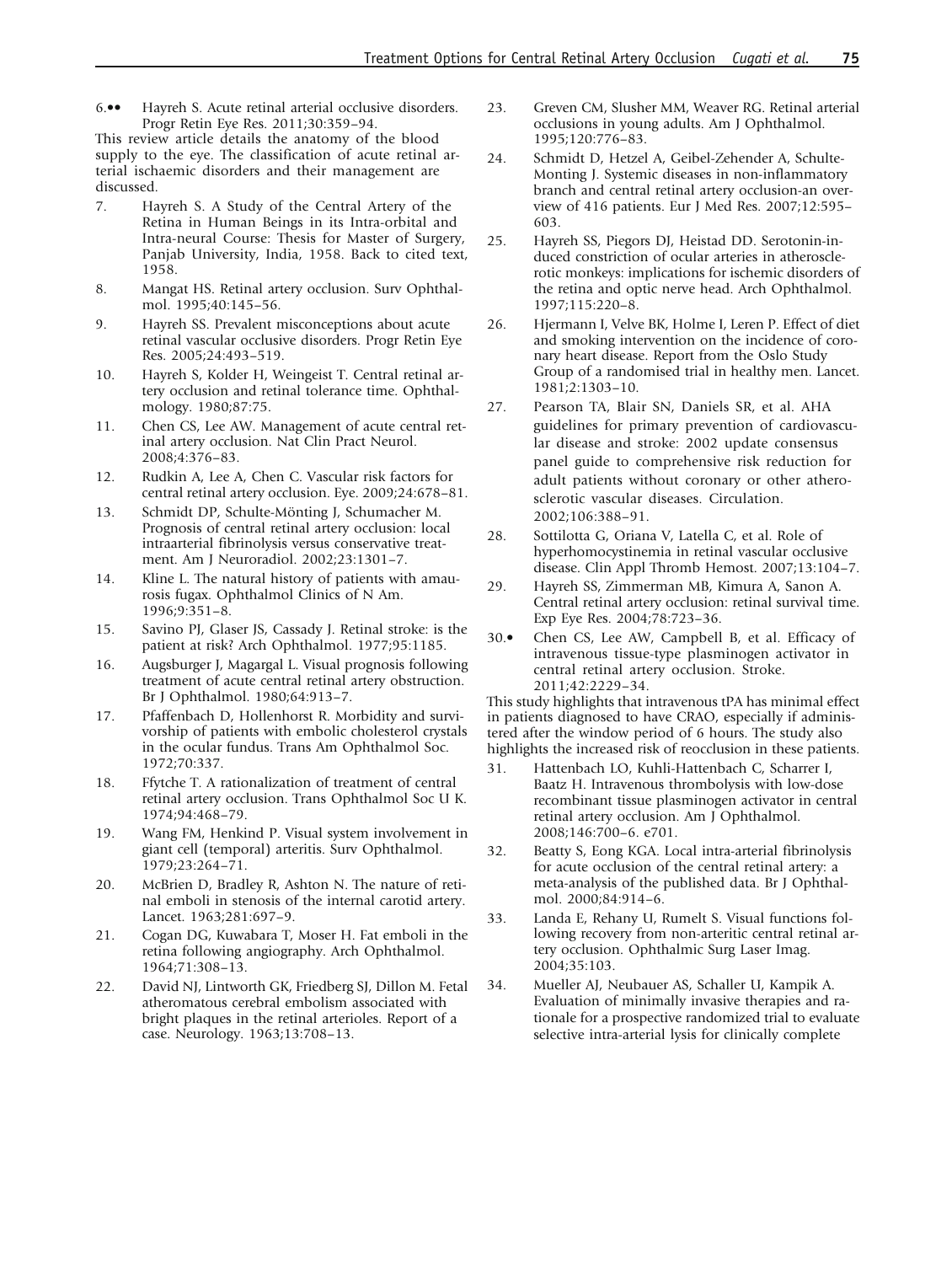6.•• Hayreh S. Acute retinal arterial occlusive disorders. Progr Retin Eye Res. 2011;30:359–94.

This review article details the anatomy of the blood supply to the eye. The classification of acute retinal arterial ischaemic disorders and their management are discussed.

7. Hayreh S. A Study of the Central Artery of the Retina in Human Beings in its Intra-orbital and Intra-neural Course: Thesis for Master of Surgery, Panjab University, India, 1958. Back to cited text, 1958.
8. Mangat HS. Retinal artery occlusion. Surv Ophthalmol. 1995;40:145–56.
9. Hayreh SS. Prevalent misconceptions about acute retinal vascular occlusive disorders. Progr Retin Eye Res. 2005;24:493–519.
10. Hayreh S, Kolder H, Weingeist T. Central retinal artery occlusion and retinal tolerance time. Ophthalmology. 1980;87:75.
11. Chen CS, Lee AW. Management of acute central retinal artery occlusion. Nat Clin Pract Neurol. 2008;4:376–83.
12. Rudkin A, Lee A, Chen C. Vascular risk factors for central retinal artery occlusion. Eye. 2009;24:678–81.
13. Schmidt DP, Schulte-Mönting J, Schumacher M. Prognosis of central retinal artery occlusion: local intraarterial fibrinolysis versus conservative treatment. Am J Neuroradiol. 2002;23:1301–7.
14. Kline L. The natural history of patients with amaurosis fugax. Ophthalmol Clinics of N Am. 1996;9:351–8.
15. Savino PJ, Glaser JS, Cassady J. Retinal stroke: is the patient at risk? Arch Ophthalmol. 1977;95:1185.
16. Augsburger J, Magargal L. Visual prognosis following treatment of acute central retinal artery obstruction. Br J Ophthalmol. 1980;64:913–7.
17. Pfaffenbach D, Hollenhorst R. Morbidity and survivorship of patients with embolic cholesterol crystals in the ocular fundus. Trans Am Ophthalmol Soc. 1972;70:337.
18. Ffytche T. A rationalization of treatment of central retinal artery occlusion. Trans Ophthalmol Soc U K. 1974;94:468–79.
19. Wang FM, Henkind P. Visual system involvement in giant cell (temporal) arteritis. Surv Ophthalmol. 1979;23:264–71.
20. McBrien D, Bradley R, Ashton N. The nature of retinal emboli in stenosis of the internal carotid artery. Lancet. 1963;281:697–9.
21. Cogan DG, Kuwabara T, Moser H. Fat emboli in the retina following angiography. Arch Ophthalmol. 1964;71:308–13.
22. David NJ, Lintworth GK, Friedberg SJ, Dillon M. Fetal atheromatous cerebral embolism associated with bright plaques in the retinal arterioles. Report of a case. Neurology. 1963;13:708–13.
23. Greven CM, Slusher MM, Weaver RG. Retinal arterial occlusions in young adults. Am J Ophthalmol. 1995;120:776–83.
24. Schmidt D, Hetzel A, Geibel-Zehender A, Schulte-Monting J. Systemic diseases in non-inflammatory branch and central retinal artery occlusion-an overview of 416 patients. Eur J Med Res. 2007;12:595–603.
25. Hayreh SS, Piegors DJ, Heistad DD. Serotonin-induced constriction of ocular arteries in atherosclerotic monkeys: implications for ischemic disorders of the retina and optic nerve head. Arch Ophthalmol. 1997;115:220–8.
26. Hjermann I, Velve BK, Holme I, Leren P. Effect of diet and smoking intervention on the incidence of coronary heart disease. Report from the Oslo Study Group of a randomised trial in healthy men. Lancet. 1981;2:1303–10.
27. Pearson TA, Blair SN, Daniels SR, et al. AHA guidelines for primary prevention of cardiovascular disease and stroke: 2002 update consensus panel guide to comprehensive risk reduction for adult patients without coronary or other atherosclerotic vascular diseases. Circulation. 2002;106:388–91.
28. Sottilotta G, Oriana V, Latella C, et al. Role of hyperhomocystinemia in retinal vascular occlusive disease. Clin Appl Thromb Hemost. 2007;13:104–7.
29. Hayreh SS, Zimmerman MB, Kimura A, Sanon A. Central retinal artery occlusion: retinal survival time. Exp Eye Res. 2004;78:723–36.

30.• Chen CS, Lee AW, Campbell B, et al. Efficacy of intravenous tissue-type plasminogen activator in central retinal artery occlusion. Stroke. 2011;42:2229–34.

This study highlights that intravenous tPA has minimal effect in patients diagnosed to have CRAO, especially if administered after the window period of 6 hours. The study also highlights the increased risk of reocclusion in these patients.

31. Hattenbach LO, Kuhli-Hattenbach C, Scharrer I, Baatz H. Intravenous thrombolysis with low-dose recombinant tissue plasminogen activator in central retinal artery occlusion. Am J Ophthalmol. 2008;146:700–6. e701.
32. Beatty S, Eong KGA. Local intra-arterial fibrinolysis for acute occlusion of the central retinal artery: a meta-analysis of the published data. Br J Ophthalmol. 2000;84:914–6.
33. Landa E, Rehany U, Rumelt S. Visual functions following recovery from non-arteritic central retinal artery occlusion. Ophthalmic Surg Laser Imag. 2004;35:103.
34. Mueller AJ, Neubauer AS, Schaller U, Kampik A. Evaluation of minimally invasive therapies and rationale for a prospective randomized trial to evaluate selective intra-arterial lysis for clinically complete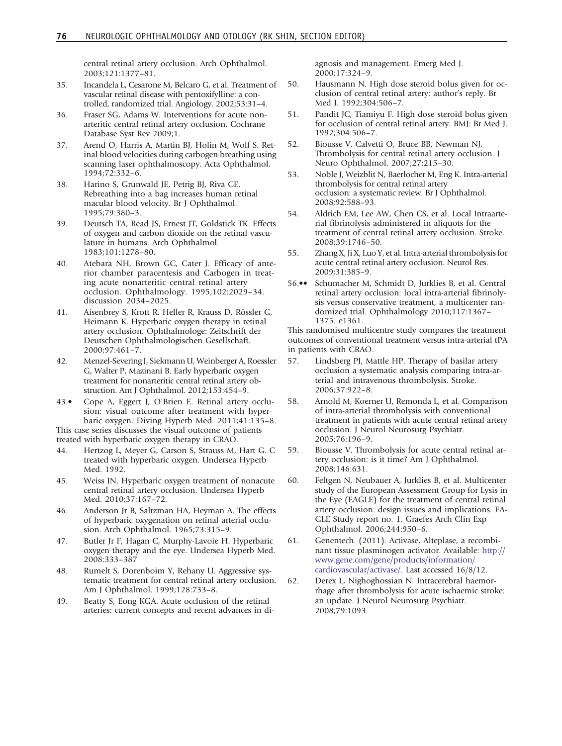central retinal artery occlusion. Arch Ophthalmol. 2003;121:1377–81.

35. Incandela L, Cesarone M, Belcaro G, et al. Treatment of vascular retinal disease with pentoxifylline: a controlled, randomized trial. Angiology. 2002;53:31–4.

36. Fraser SG, Adams W. Interventions for acute non-arteritic central retinal artery occlusion. Cochrane Database Syst Rev 2009;1.

37. Arend O, Harris A, Martin BJ, Holin M, Wolf S. Retinal blood velocities during carbogen breathing using scanning laser ophthalmoscopy. Acta Ophthalmol. 1994;72:332–6.

38. Harino S, Grunwald JE, Petrig BJ, Riva CE. Rebreathing into a bag increases human retinal macular blood velocity. Br J Ophthalmol. 1995;79:380–3.

39. Deutsch TA, Read JS, Ernest JT, Goldstick TK. Effects of oxygen and carbon dioxide on the retinal vasculature in humans. Arch Ophthalmol. 1983;101:1278–80.

40. Atebara NH, Brown GC, Cater J. Efficacy of anterior chamber paracentesis and Carbogen in treating acute nonarteritic central retinal artery occlusion. Ophthalmology. 1995;102:2029–34. discussion 2034–2025.

41. Aisenbrey S, Krott R, Heller R, Krauss D, Rössler G, Heimann K. Hyperbaric oxygen therapy in retinal artery occlusion. Ophthalmologe: Zeitschrift der Deutschen Ophthalmologischen Gesellschaft. 2000;97:461–7.

42. Menzel-Severing J, Siekmann U, Weinberger A, Roessler G, Walter P, Mazinani B. Early hyperbaric oxygen treatment for nonarteritic central retinal artery obstruction. Am J Ophthalmol. 2012;153:454–9.

43.• Cope A, Eggert J, O'Brien E. Retinal artery occlusion: visual outcome after treatment with hyperbaric oxygen. Diving Hyperb Med. 2011;41:135–8.

This case series discusses the visual outcome of patients treated with hyperbaric oxygen therapy in CRAO.

44. Hertzog L, Meyer G, Carson S, Strauss M, Hart G. C treated with hyperbaric oxygen. Undersea Hyperb Med. 1992.

45. Weiss JN. Hyperbaric oxygen treatment of nonacute central retinal artery occlusion. Undersea Hyperb Med. 2010;37:167–72.

46. Anderson Jr B, Saltzman HA, Heyman A. The effects of hyperbaric oxygenation on retinal arterial occlusion. Arch Ophthalmol. 1965;73:315–9.

47. Butler Jr F, Hagan C, Murphy-Lavoie H. Hyperbaric oxygen therapy and the eye. Undersea Hyperb Med. 2008:333–387

48. Rumelt S, Dorenboim Y, Rehany U. Aggressive systematic treatment for central retinal artery occlusion. Am J Ophthalmol. 1999;128:733–8.

49. Beatty S, Eong KGA. Acute occlusion of the retinal arteries: current concepts and recent advances in diagnosis and management. Emerg Med J. 2000;17:324–9.

50. Hausmann N. High dose steroid bolus given for occlusion of central retinal artery: author's reply. Br Med J. 1992;304:506–7.

51. Pandit JC, Tiamiyu F. High dose steroid bolus given for occlusion of central retinal artery. BMJ: Br Med J. 1992;304:506–7.

52. Biousse V, Calvetti O, Bruce BB, Newman NJ. Thrombolysis for central retinal artery occlusion. J Neuro Ophthalmol. 2007;27:215–30.

53. Noble J, Weizblit N, Baerlocher M, Eng K. Intra-arterial thrombolysis for central retinal artery occlusion: a systematic review. Br J Ophthalmol. 2008;92:588–93.

54. Aldrich EM, Lee AW, Chen CS, et al. Local Intraarterial fibrinolysis administered in aliquots for the treatment of central retinal artery occlusion. Stroke. 2008;39:1746–50.

55. Zhang X, Ji X, Luo Y, et al. Intra-arterial thrombolysis for acute central retinal artery occlusion. Neurol Res. 2009;31:385–9.

56.•• Schumacher M, Schmidt D, Jurklies B, et al. Central retinal artery occlusion: local intra-arterial fibrinolysis versus conservative treatment, a multicenter randomized trial. Ophthalmology 2010;117:1367–1375. e1361.

This randomised multicentre study compares the treatment outcomes of conventional treatment versus intra-arterial tPA in patients with CRAO.

57. Lindsberg PJ, Mattle HP. Therapy of basilar artery occlusion a systematic analysis comparing intra-arterial and intravenous thrombolysis. Stroke. 2006;37:922–8.

58. Arnold M, Koerner U, Remonda L, et al. Comparison of intra-arterial thrombolysis with conventional treatment in patients with acute central retinal artery occlusion. J Neurol Neurosurg Psychiatr. 2005;76:196–9.

59. Biousse V. Thrombolysis for acute central retinal artery occlusion: is it time? Am J Ophthalmol. 2008;146:631.

60. Feltgen N, Neubauer A, Jurklies B, et al. Multicenter study of the European Assessment Group for Lysis in the Eye (EAGLE) for the treatment of central retinal artery occlusion: design issues and implications. EAGLE Study report no. 1. Graefes Arch Clin Exp Ophthalmol. 2006;244:950–6.

61. Genentech. (2011). Activase, Alteplase, a recombinant tissue plasminogen activator. Available: http://www.gene.com/gene/products/information/cardiovascular/activase/. Last accessed 16/8/12.

62. Derex L, Nighoghossian N. Intracerebral haemorrhage after thrombolysis for acute ischaemic stroke: an update. J Neurol Neurosurg Psychiatr. 2008;79:1093.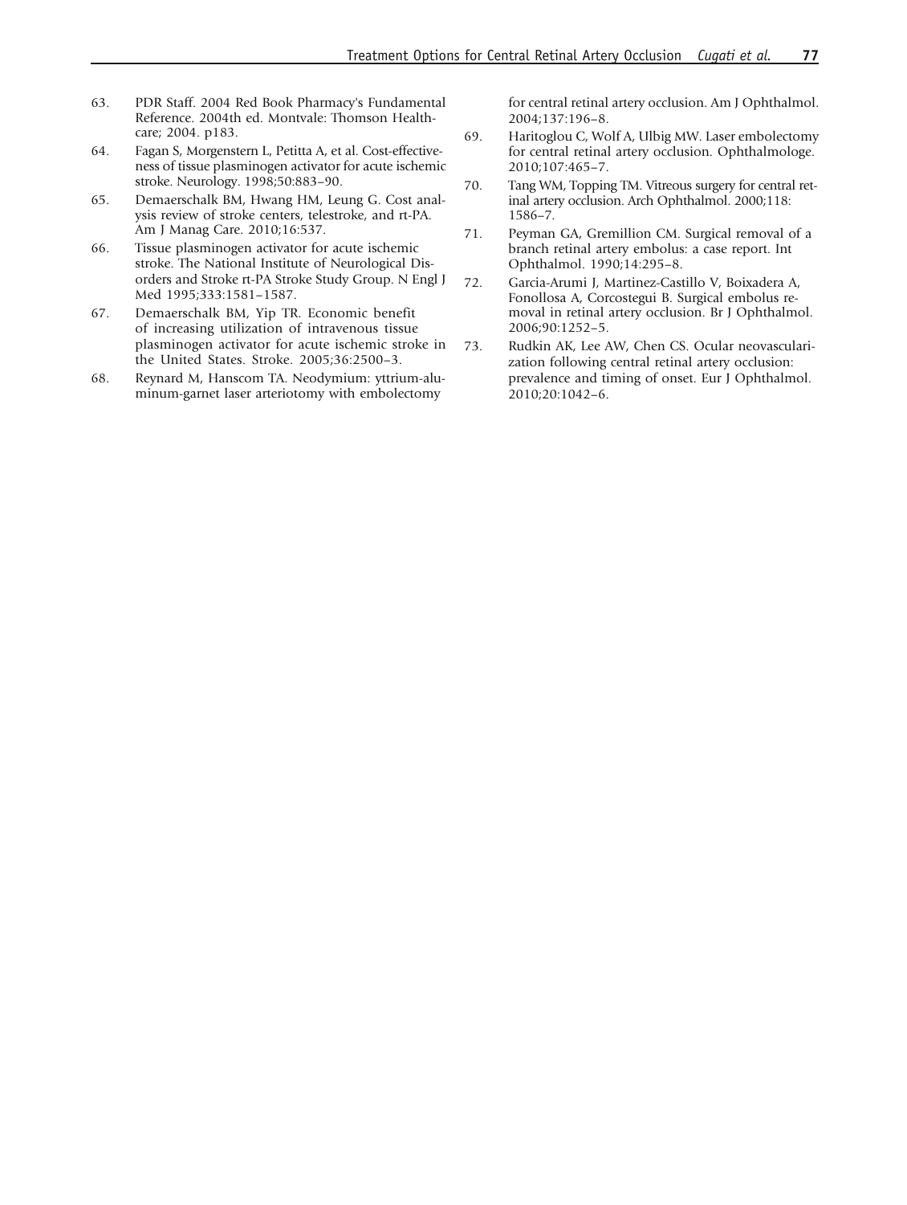63. PDR Staff. 2004 Red Book Pharmacy's Fundamental Reference. 2004th ed. Montvale: Thomson Healthcare; 2004. p183.
64. Fagan S, Morgenstern L, Petitta A, et al. Cost-effectiveness of tissue plasminogen activator for acute ischemic stroke. Neurology. 1998;50:883–90.
65. Demaerschalk BM, Hwang HM, Leung G. Cost analysis review of stroke centers, telestroke, and rt-PA. Am J Manag Care. 2010;16:537.
66. Tissue plasminogen activator for acute ischemic stroke. The National Institute of Neurological Disorders and Stroke rt-PA Stroke Study Group. N Engl J Med 1995;333:1581–1587.
67. Demaerschalk BM, Yip TR. Economic benefit of increasing utilization of intravenous tissue plasminogen activator for acute ischemic stroke in the United States. Stroke. 2005;36:2500–3.
68. Reynard M, Hanscom TA. Neodymium: yttrium-aluminum-garnet laser arteriotomy with embolectomy for central retinal artery occlusion. Am J Ophthalmol. 2004;137:196–8.
69. Haritoglou C, Wolf A, Ulbig MW. Laser embolectomy for central retinal artery occlusion. Ophthalmologe. 2010;107:465–7.
70. Tang WM, Topping TM. Vitreous surgery for central retinal artery occlusion. Arch Ophthalmol. 2000;118: 1586–7.
71. Peyman GA, Gremillion CM. Surgical removal of a branch retinal artery embolus: a case report. Int Ophthalmol. 1990;14:295–8.
72. Garcia-Arumi J, Martinez-Castillo V, Boixadera A, Fonollosa A, Corcostegui B. Surgical embolus removal in retinal artery occlusion. Br J Ophthalmol. 2006;90:1252–5.
73. Rudkin AK, Lee AW, Chen CS. Ocular neovascularization following central retinal artery occlusion: prevalence and timing of onset. Eur J Ophthalmol. 2010;20:1042–6.